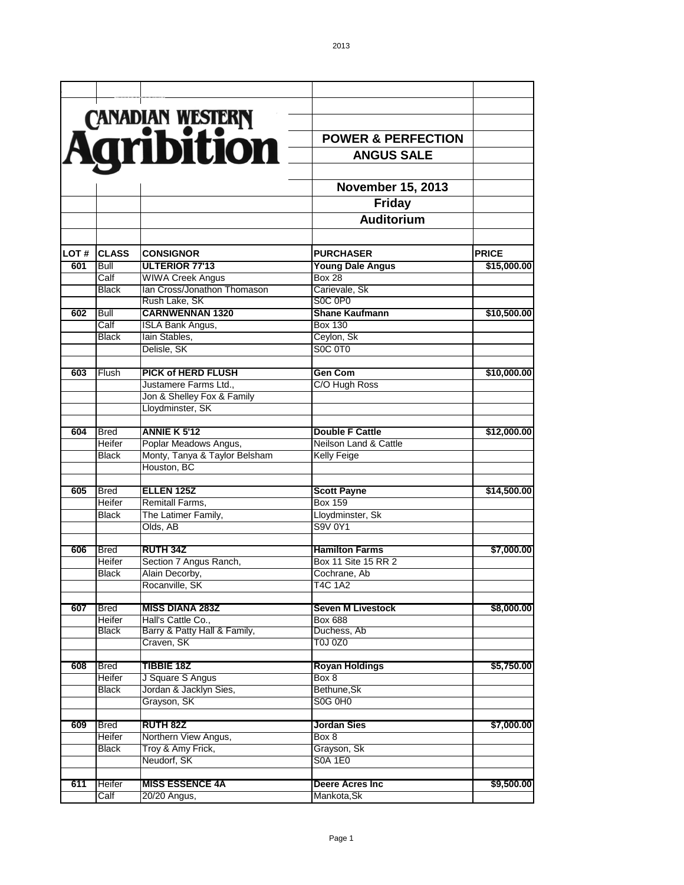# CANADIAN WESTERN Agribition

## POWER & PERFECTION ANGUS SALE

**November 15, 2013**

**Friday**

**Auditorium**

| LOT # | CLASS | CONSIGNOR | PURCHASER | PRICE |
|---|---|---|---|---|
| **601** | Bull | **ULTERIOR 77'13** | **Young Dale Angus** | $15,000.00 |
| | Calf | WIWA Creek Angus | Box 28 | |
| | Black | Ian Cross/Jonathon Thomason | Carievale, Sk | |
| | | Rush Lake, SK | S0C 0P0 | |
| **602** | Bull | **CARNWENNAN 1320** | **Shane Kaufmann** | $10,500.00 |
| | Calf | ISLA Bank Angus, | Box 130 | |
| | Black | Iain Stables, | Ceylon, Sk | |
| | | Delisle, SK | S0C 0T0 | |
| | | | | |
| **603** | Flush | **PICK of HERD FLUSH** | **Gen Com** | $10,000.00 |
| | | Justamere Farms Ltd., | C/O Hugh Ross | |
| | | Jon & Shelley Fox & Family | | |
| | | Lloydminster, SK | | |
| | | | | |
| **604** | Bred | **ANNIE K 5'12** | **Double F Cattle** | $12,000.00 |
| | Heifer | Poplar Meadows Angus, | Neilson Land & Cattle | |
| | Black | Monty, Tanya & Taylor Belsham | Kelly Feige | |
| | | Houston, BC | | |
| | | | | |
| **605** | Bred | **ELLEN 125Z** | **Scott Payne** | $14,500.00 |
| | Heifer | Remitall Farms, | Box 159 | |
| | Black | The Latimer Family, | Lloydminster, Sk | |
| | | Olds, AB | S9V 0Y1 | |
| | | | | |
| **606** | Bred | **RUTH 34Z** | **Hamilton Farms** | $7,000.00 |
| | Heifer | Section 7 Angus Ranch, | Box 11 Site 15 RR 2 | |
| | Black | Alain Decorby, | Cochrane, Ab | |
| | | Rocanville, SK | T4C 1A2 | |
| | | | | |
| **607** | Bred | **MISS DIANA 283Z** | **Seven M Livestock** | $8,000.00 |
| | Heifer | Hall's Cattle Co., | Box 688 | |
| | Black | Barry & Patty Hall & Family, | Duchess, Ab | |
| | | Craven, SK | T0J 0Z0 | |
| | | | | |
| **608** | Bred | **TIBBIE 18Z** | **Royan Holdings** | $5,750.00 |
| | Heifer | J Square S Angus | Box 8 | |
| | Black | Jordan & Jacklyn Sies, | Bethune,Sk | |
| | | Grayson, SK | S0G 0H0 | |
| | | | | |
| **609** | Bred | **RUTH 82Z** | **Jordan Sies** | $7,000.00 |
| | Heifer | Northern View Angus, | Box 8 | |
| | Black | Troy & Amy Frick, | Grayson, Sk | |
| | | Neudorf, SK | S0A 1E0 | |
| | | | | |
| **611** | Heifer | **MISS ESSENCE 4A** | **Deere Acres Inc** | $9,500.00 |
| | Calf | 20/20 Angus, | Mankota,Sk | |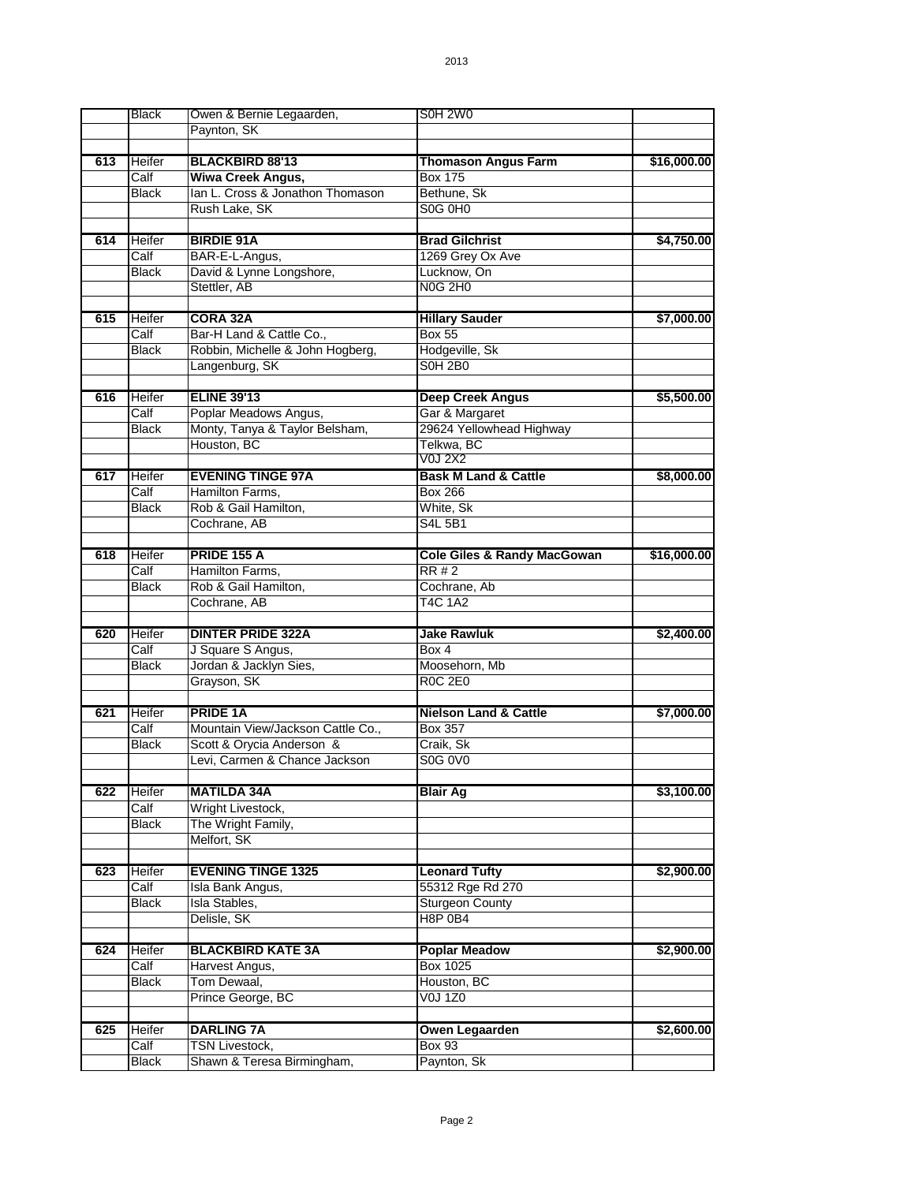| | | | | |
|---|---|---|---|---|
| | Black | Owen & Bernie Legaarden, | S0H 2W0 | |
| | | Paynton, SK | | |
| | | | | |
| 613 | Heifer | **BLACKBIRD 88'13** | **Thomason Angus Farm** | **$16,000.00** |
| | Calf | **Wiwa Creek Angus,** | Box 175 | |
| | Black | Ian L. Cross & Jonathon Thomason | Bethune, Sk | |
| | | Rush Lake, SK | S0G 0H0 | |
| | | | | |
| 614 | Heifer | **BIRDIE 91A** | **Brad Gilchrist** | **$4,750.00** |
| | Calf | BAR-E-L-Angus, | 1269 Grey Ox Ave | |
| | Black | David & Lynne Longshore, | Lucknow, On | |
| | | Stettler, AB | N0G 2H0 | |
| | | | | |
| 615 | Heifer | **CORA 32A** | **Hillary Sauder** | **$7,000.00** |
| | Calf | Bar-H Land & Cattle Co., | Box 55 | |
| | Black | Robbin, Michelle & John Hogberg, | Hodgeville, Sk | |
| | | Langenburg, SK | S0H 2B0 | |
| | | | | |
| 616 | Heifer | **ELINE 39'13** | **Deep Creek Angus** | **$5,500.00** |
| | Calf | Poplar Meadows Angus, | Gar & Margaret | |
| | Black | Monty, Tanya & Taylor Belsham, | 29624 Yellowhead Highway | |
| | | Houston, BC | Telkwa, BC | |
| | | | V0J 2X2 | |
| 617 | Heifer | **EVENING TINGE 97A** | **Bask M Land & Cattle** | **$8,000.00** |
| | Calf | Hamilton Farms, | Box 266 | |
| | Black | Rob & Gail Hamilton, | White, Sk | |
| | | Cochrane, AB | S4L 5B1 | |
| | | | | |
| 618 | Heifer | **PRIDE 155 A** | **Cole Giles & Randy MacGowan** | **$16,000.00** |
| | Calf | Hamilton Farms, | RR # 2 | |
| | Black | Rob & Gail Hamilton, | Cochrane, Ab | |
| | | Cochrane, AB | T4C 1A2 | |
| | | | | |
| 620 | Heifer | **DINTER PRIDE 322A** | **Jake Rawluk** | **$2,400.00** |
| | Calf | J Square S Angus, | Box 4 | |
| | Black | Jordan & Jacklyn Sies, | Moosehorn, Mb | |
| | | Grayson, SK | R0C 2E0 | |
| | | | | |
| 621 | Heifer | **PRIDE 1A** | **Nielson Land & Cattle** | **$7,000.00** |
| | Calf | Mountain View/Jackson Cattle Co., | Box 357 | |
| | Black | Scott & Orycia Anderson & | Craik, Sk | |
| | | Levi, Carmen & Chance Jackson | S0G 0V0 | |
| | | | | |
| 622 | Heifer | **MATILDA 34A** | **Blair Ag** | **$3,100.00** |
| | Calf | Wright Livestock, | | |
| | Black | The Wright Family, | | |
| | | Melfort, SK | | |
| | | | | |
| 623 | Heifer | **EVENING TINGE 1325** | **Leonard Tufty** | **$2,900.00** |
| | Calf | Isla Bank Angus, | 55312 Rge Rd 270 | |
| | Black | Isla Stables, | Sturgeon County | |
| | | Delisle, SK | H8P 0B4 | |
| | | | | |
| 624 | Heifer | **BLACKBIRD KATE 3A** | **Poplar Meadow** | **$2,900.00** |
| | Calf | Harvest Angus, | Box 1025 | |
| | Black | Tom Dewaal, | Houston, BC | |
| | | Prince George, BC | V0J 1Z0 | |
| | | | | |
| 625 | Heifer | **DARLING 7A** | **Owen Legaarden** | **$2,600.00** |
| | Calf | TSN Livestock, | Box 93 | |
| | Black | Shawn & Teresa Birmingham, | Paynton, Sk | |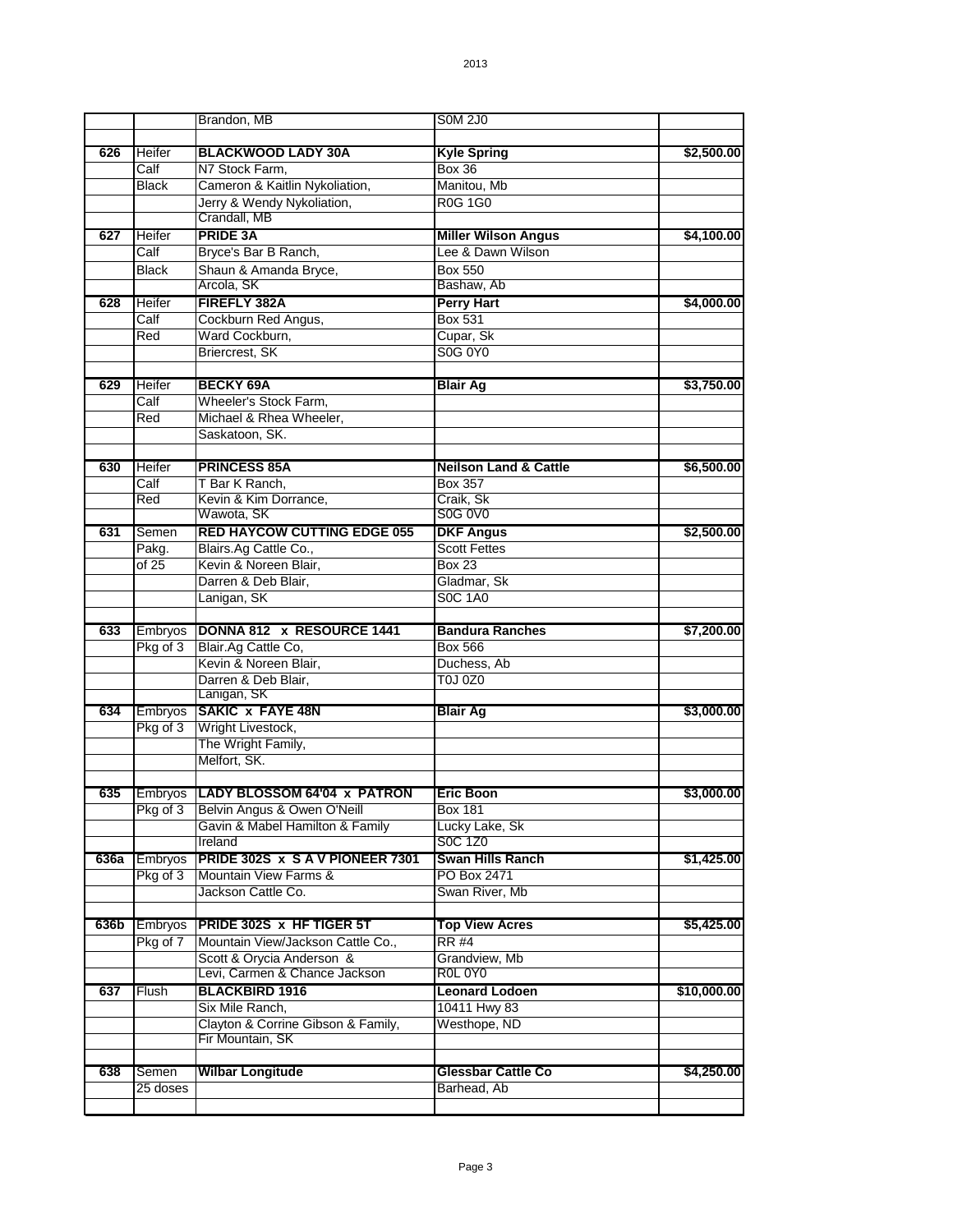| | | | | |
|---|---|---|---|---|
| | | Brandon, MB | S0M 2J0 | |
| | | | | |
| 626 | Heifer | **BLACKWOOD LADY 30A** | **Kyle Spring** | $2,500.00 |
| | Calf | N7 Stock Farm, | Box 36 | |
| | Black | Cameron & Kaitlin Nykoliation, | Manitou, Mb | |
| | | Jerry & Wendy Nykoliation, | R0G 1G0 | |
| | | Crandall, MB | | |
| 627 | Heifer | **PRIDE 3A** | **Miller Wilson Angus** | $4,100.00 |
| | Calf | Bryce's Bar B Ranch, | Lee & Dawn Wilson | |
| | Black | Shaun & Amanda Bryce, | Box 550 | |
| | | Arcola, SK | Bashaw, Ab | |
| 628 | Heifer | **FIREFLY 382A** | **Perry Hart** | $4,000.00 |
| | Calf | Cockburn Red Angus, | Box 531 | |
| | Red | Ward Cockburn, | Cupar, Sk | |
| | | Briercrest, SK | S0G 0Y0 | |
| | | | | |
| 629 | Heifer | **BECKY 69A** | **Blair Ag** | $3,750.00 |
| | Calf | Wheeler's Stock Farm, | | |
| | Red | Michael & Rhea Wheeler, | | |
| | | Saskatoon, SK. | | |
| | | | | |
| 630 | Heifer | **PRINCESS 85A** | **Neilson Land & Cattle** | $6,500.00 |
| | Calf | T Bar K Ranch, | Box 357 | |
| | Red | Kevin & Kim Dorrance, | Craik, Sk | |
| | | Wawota, SK | S0G 0V0 | |
| 631 | Semen | **RED HAYCOW CUTTING EDGE 055** | **DKF Angus** | $2,500.00 |
| | Pakg. | Blairs.Ag Cattle Co., | Scott Fettes | |
| | of 25 | Kevin & Noreen Blair, | Box 23 | |
| | | Darren & Deb Blair, | Gladmar, Sk | |
| | | Lanigan, SK | S0C 1A0 | |
| | | | | |
| 633 | Embryos | **DONNA 812 x RESOURCE 1441** | **Bandura Ranches** | $7,200.00 |
| | Pkg of 3 | Blair.Ag Cattle Co, | Box 566 | |
| | | Kevin & Noreen Blair, | Duchess, Ab | |
| | | Darren & Deb Blair, | T0J 0Z0 | |
| | | Lanigan, SK | | |
| 634 | Embryos | **SAKIC x FAYE 48N** | **Blair Ag** | $3,000.00 |
| | Pkg of 3 | Wright Livestock, | | |
| | | The Wright Family, | | |
| | | Melfort, SK. | | |
| | | | | |
| 635 | Embryos | **LADY BLOSSOM 64'04 x PATRON** | **Eric Boon** | $3,000.00 |
| | Pkg of 3 | Belvin Angus & Owen O'Neill | Box 181 | |
| | | Gavin & Mabel Hamilton & Family | Lucky Lake, Sk | |
| | | Ireland | S0C 1Z0 | |
| 636a | Embryos | **PRIDE 302S x S A V PIONEER 7301** | **Swan Hills Ranch** | $1,425.00 |
| | Pkg of 3 | Mountain View Farms & | PO Box 2471 | |
| | | Jackson Cattle Co. | Swan River, Mb | |
| | | | | |
| 636b | Embryos | **PRIDE 302S x HF TIGER 5T** | **Top View Acres** | $5,425.00 |
| | Pkg of 7 | Mountain View/Jackson Cattle Co., | RR #4 | |
| | | Scott & Orycia Anderson & | Grandview, Mb | |
| | | Levi, Carmen & Chance Jackson | R0L 0Y0 | |
| 637 | Flush | **BLACKBIRD 1916** | **Leonard Lodoen** | $10,000.00 |
| | | Six Mile Ranch, | 10411 Hwy 83 | |
| | | Clayton & Corrine Gibson & Family, | Westhope, ND | |
| | | Fir Mountain, SK | | |
| | | | | |
| 638 | Semen | **Wilbar Longitude** | **Glessbar Cattle Co** | $4,250.00 |
| | 25 doses | | Barhead, Ab | |
| | | | | |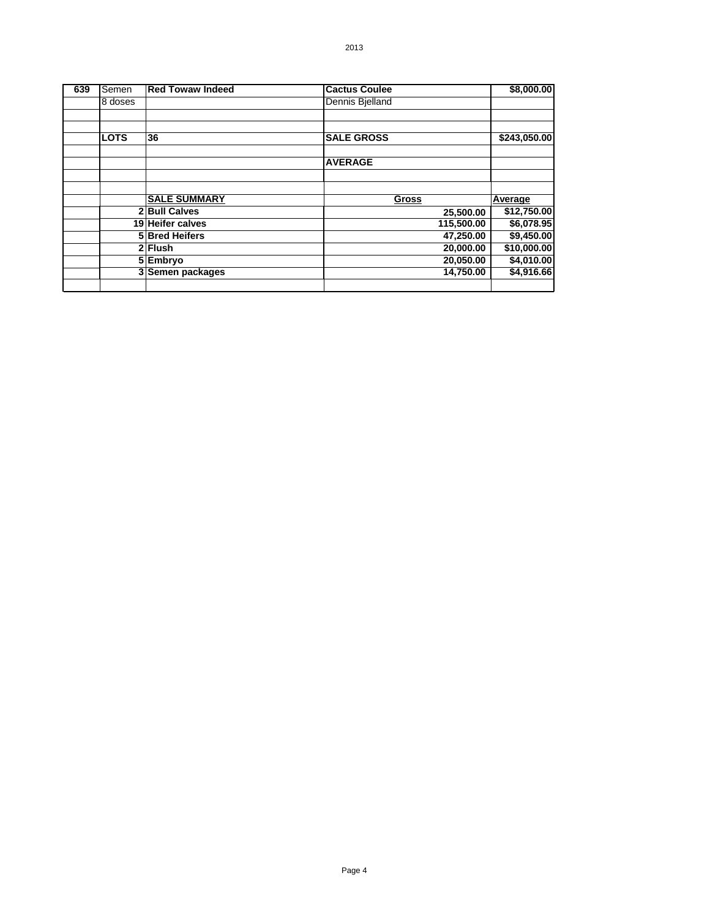| | | | | |
|---|---|---|---|---|
| **639** | Semen | **Red Towaw Indeed** | **Cactus Coulee** | **$8,000.00** |
| | 8 doses | | Dennis Bjelland | |
| | | | | |
| | | | | |
| | **LOTS** | **36** | **SALE GROSS** | **$243,050.00** |
| | | | | |
| | | | **AVERAGE** | |
| | | | | |
| | | | | |
| | | **SALE SUMMARY** | **Gross** | **Average** |
| | **2** | **Bull Calves** | **25,500.00** | **$12,750.00** |
| | **19** | **Heifer calves** | **115,500.00** | **$6,078.95** |
| | **5** | **Bred Heifers** | **47,250.00** | **$9,450.00** |
| | **2** | **Flush** | **20,000.00** | **$10,000.00** |
| | **5** | **Embryo** | **20,050.00** | **$4,010.00** |
| | **3** | **Semen packages** | **14,750.00** | **$4,916.66** |
| | | | | |